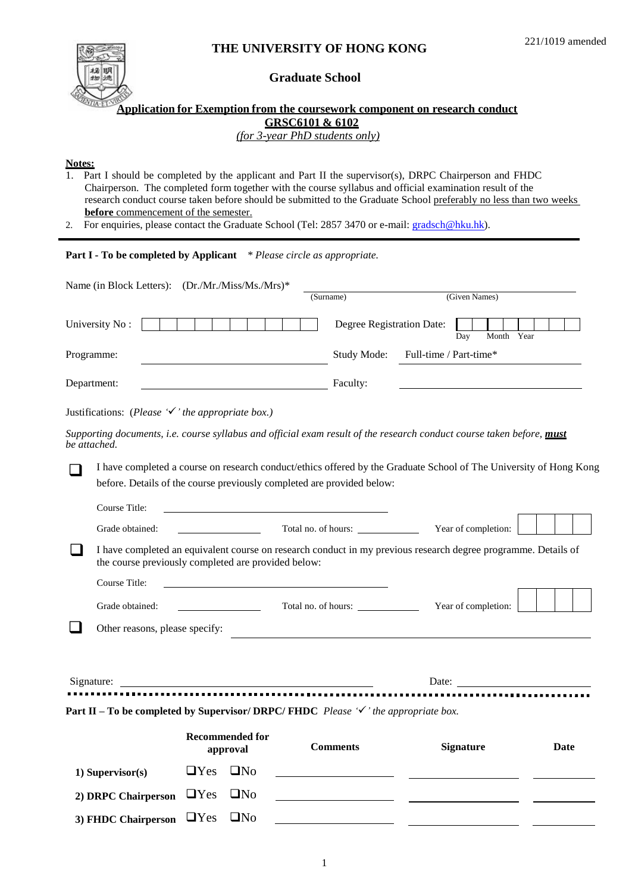221/1019 amended

# THE UNIVERSITY OF HONG KONG

## Graduate School

**Application for Exemption from the coursework component on research conduct**
**GRSC6101 & 6102**
*(for 3-year PhD students only)*

**Notes:**

1. Part I should be completed by the applicant and Part II the supervisor(s), DRPC Chairperson and FHDC Chairperson. The completed form together with the course syllabus and official examination result of the research conduct course taken before should be submitted to the Graduate School preferably no less than two weeks **before** commencement of the semester.
2. For enquiries, please contact the Graduate School (Tel: 2857 3470 or e-mail: gradsch@hku.hk).

---

**Part I - To be completed by Applicant** *\* Please circle as appropriate.*

Name (in Block Letters): (Dr./Mr./Miss/Ms./Mrs)* ____________________ (Surname) ____________________ (Given Names)

University No : ☐☐☐☐☐☐☐☐☐☐ Degree Registration Date: ☐☐ ☐☐ ☐☐☐☐ (Day Month Year)

Programme: ____________________ Study Mode: Full-time / Part-time*

Department: ____________________ Faculty: ____________________

Justifications: *(Please '✓' the appropriate box.)*

*Supporting documents, i.e. course syllabus and official exam result of the research conduct course taken before,* ***must*** *be attached.*

☐ I have completed a course on research conduct/ethics offered by the Graduate School of The University of Hong Kong before. Details of the course previously completed are provided below:

Course Title: ____________________

Grade obtained: __________ Total no. of hours: __________ Year of completion: ☐☐☐☐

☐ I have completed an equivalent course on research conduct in my previous research degree programme. Details of the course previously completed are provided below:

Course Title: ____________________

Grade obtained: __________ Total no. of hours: __________ Year of completion: ☐☐☐☐

☐ Other reasons, please specify: ____________________

Signature: ____________________ Date: ____________________

---

**Part II – To be completed by Supervisor/ DRPC/ FHDC** *Please '✓' the appropriate box.*

| | Recommended for approval | Comments | Signature | Date |
|---|---|---|---|---|
| **1) Supervisor(s)** | ❑Yes ❑No | | | |
| **2) DRPC Chairperson** | ❑Yes ❑No | | | |
| **3) FHDC Chairperson** | ❑Yes ❑No | | | |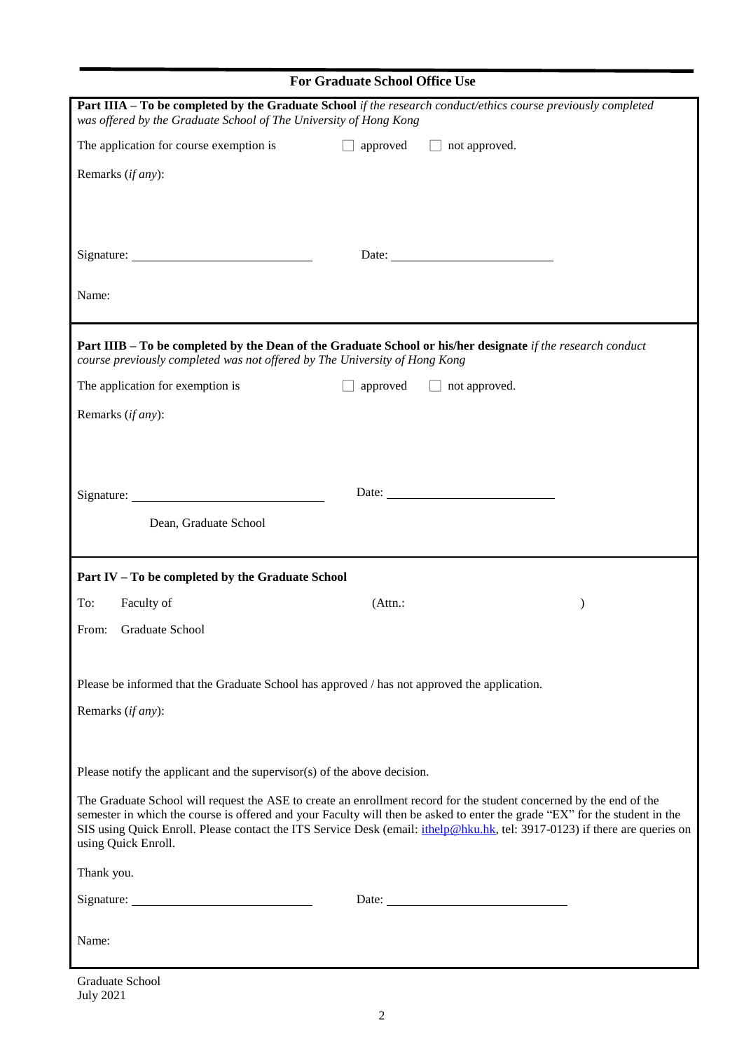## For Graduate School Office Use

**Part IIIA – To be completed by the Graduate School** *if the research conduct/ethics course previously completed was offered by the Graduate School of The University of Hong Kong*

The application for course exemption is ☐ approved ☐ not approved.

Remarks (*if any*):

Signature: ______________________ Date: ______________________

Name:

**Part IIIB – To be completed by the Dean of the Graduate School or his/her designate** *if the research conduct course previously completed was not offered by The University of Hong Kong*

The application for exemption is ☐ approved ☐ not approved.

Remarks (*if any*):

Signature: ______________________ Date: ______________________

Dean, Graduate School

**Part IV – To be completed by the Graduate School**

To: Faculty of (Attn.: )

From: Graduate School

Please be informed that the Graduate School has approved / has not approved the application.

Remarks (*if any*):

Please notify the applicant and the supervisor(s) of the above decision.

The Graduate School will request the ASE to create an enrollment record for the student concerned by the end of the semester in which the course is offered and your Faculty will then be asked to enter the grade "EX" for the student in the SIS using Quick Enroll. Please contact the ITS Service Desk (email: ithelp@hku.hk, tel: 3917-0123) if there are queries on using Quick Enroll.

Thank you.

Signature: ______________________ Date: ______________________

Name:

Graduate School
July 2021